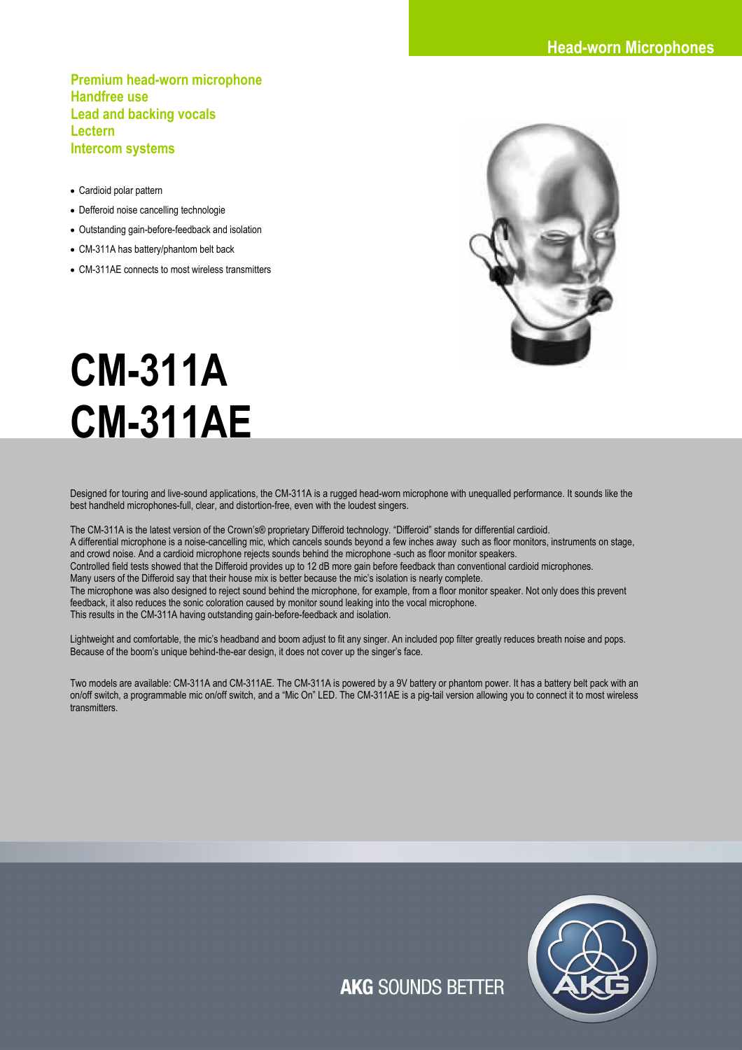Head-worn Microphones

**Premium head-worn microphone**
**Handfree use**
**Lead and backing vocals**
**Lectern**
**Intercom systems**

- Cardioid polar pattern
- Defferoid noise cancelling technologie
- Outstanding gain-before-feedback and isolation
- CM-311A has battery/phantom belt back
- CM-311AE connects to most wireless transmitters

# CM-311A
# CM-311AE

Designed for touring and live-sound applications, the CM-311A is a rugged head-worn microphone with unequalled performance. It sounds like the best handheld microphones-full, clear, and distortion-free, even with the loudest singers.

The CM-311A is the latest version of the Crown's® proprietary Differoid technology. "Differoid" stands for differential cardioid.
A differential microphone is a noise-cancelling mic, which cancels sounds beyond a few inches away such as floor monitors, instruments on stage, and crowd noise. And a cardioid microphone rejects sounds behind the microphone -such as floor monitor speakers.
Controlled field tests showed that the Differoid provides up to 12 dB more gain before feedback than conventional cardioid microphones.
Many users of the Differoid say that their house mix is better because the mic's isolation is nearly complete.
The microphone was also designed to reject sound behind the microphone, for example, from a floor monitor speaker. Not only does this prevent feedback, it also reduces the sonic coloration caused by monitor sound leaking into the vocal microphone.
This results in the CM-311A having outstanding gain-before-feedback and isolation.

Lightweight and comfortable, the mic's headband and boom adjust to fit any singer. An included pop filter greatly reduces breath noise and pops. Because of the boom's unique behind-the-ear design, it does not cover up the singer's face.

Two models are available: CM-311A and CM-311AE. The CM-311A is powered by a 9V battery or phantom power. It has a battery belt pack with an on/off switch, a programmable mic on/off switch, and a "Mic On" LED. The CM-311AE is a pig-tail version allowing you to connect it to most wireless transmitters.

**AKG** SOUNDS BETTER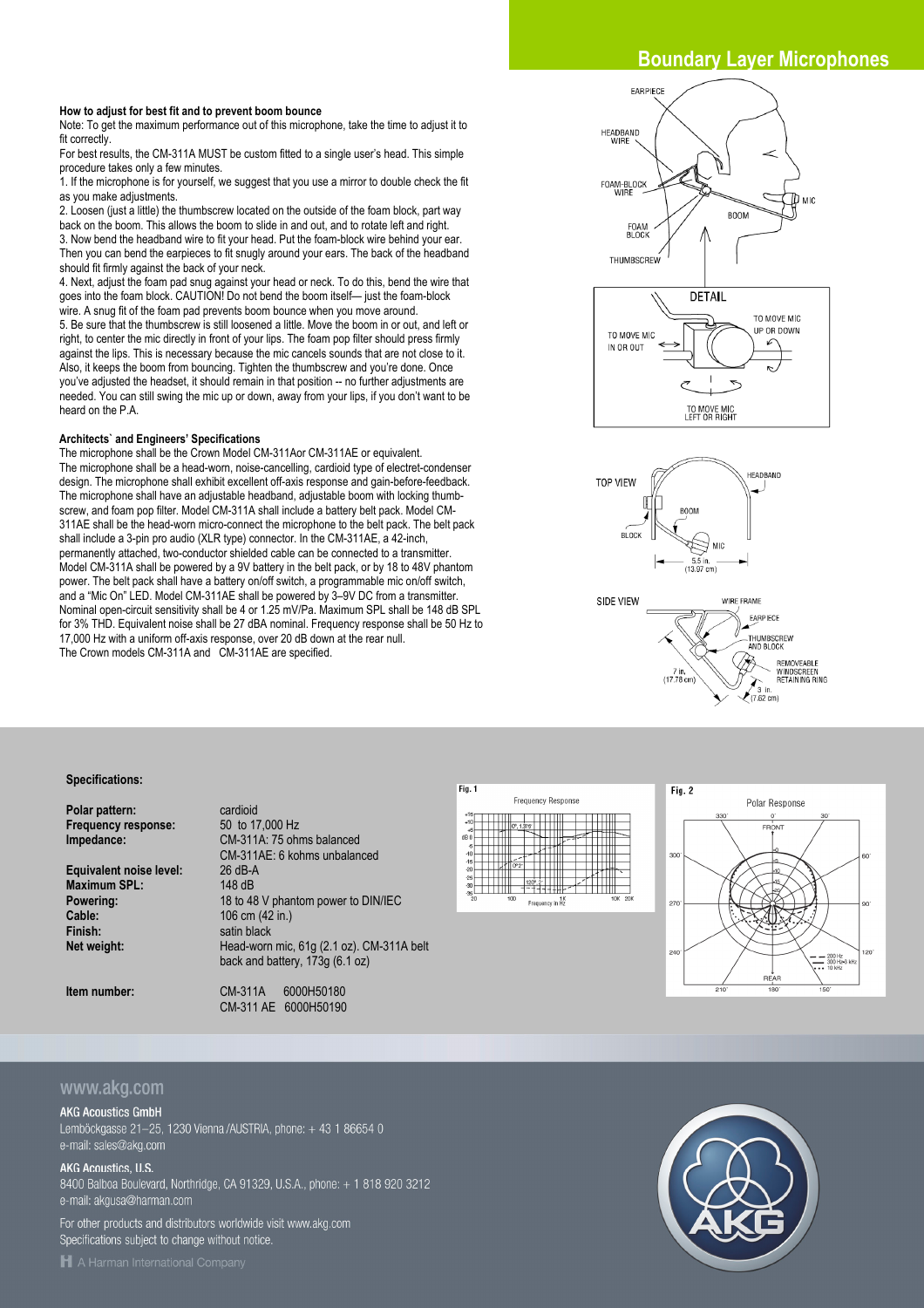# Boundary Layer Microphones

**How to adjust for best fit and to prevent boom bounce**

Note: To get the maximum performance out of this microphone, take the time to adjust it to fit correctly.

For best results, the CM-311A MUST be custom fitted to a single user's head. This simple procedure takes only a few minutes.

1. If the microphone is for yourself, we suggest that you use a mirror to double check the fit as you make adjustments.
2. Loosen (just a little) the thumbscrew located on the outside of the foam block, part way back on the boom. This allows the boom to slide in and out, and to rotate left and right.
3. Now bend the headband wire to fit your head. Put the foam-block wire behind your ear. Then you can bend the earpieces to fit snugly around your ears. The back of the headband should fit firmly against the back of your neck.
4. Next, adjust the foam pad snug against your head or neck. To do this, bend the wire that goes into the foam block. CAUTION! Do not bend the boom itself— just the foam-block wire. A snug fit of the foam pad prevents boom bounce when you move around.
5. Be sure that the thumbscrew is still loosened a little. Move the boom in or out, and left or right, to center the mic directly in front of your lips. The foam pop filter should press firmly against the lips. This is necessary because the mic cancels sounds that are not close to it. Also, it keeps the boom from bouncing. Tighten the thumbscrew and you're done. Once you've adjusted the headset, it should remain in that position -- no further adjustments are needed. You can still swing the mic up or down, away from your lips, if you don't want to be heard on the P.A.

**Architects` and Engineers' Specifications**

The microphone shall be the Crown Model CM-311Aor CM-311AE or equivalent.
The microphone shall be a head-worn, noise-cancelling, cardioid type of electret-condenser design. The microphone shall exhibit excellent off-axis response and gain-before-feedback. The microphone shall have an adjustable headband, adjustable boom with locking thumb-screw, and foam pop filter. Model CM-311A shall include a battery belt pack. Model CM-311AE shall be the head-worn micro-connect the microphone to the belt pack. The belt pack shall include a 3-pin pro audio (XLR type) connector. In the CM-311AE, a 42-inch, permanently attached, two-conductor shielded cable can be connected to a transmitter. Model CM-311A shall be powered by a 9V battery in the belt pack, or by 18 to 48V phantom power. The belt pack shall have a battery on/off switch, a programmable mic on/off switch, and a "Mic On" LED. Model CM-311AE shall be powered by 3–9V DC from a transmitter. Nominal open-circuit sensitivity shall be 4 or 1.25 mV/Pa. Maximum SPL shall be 148 dB SPL for 3% THD. Equivalent noise shall be 27 dBA nominal. Frequency response shall be 50 Hz to 17,000 Hz with a uniform off-axis response, over 20 dB down at the rear null.
The Crown models CM-311A and CM-311AE are specified.

EARPIECE
HEADBAND WIRE
FOAM-BLOCK WIRE
MIC
BOOM
FOAM BLOCK
THUMBSCREW

DETAIL
TO MOVE MIC UP OR DOWN
TO MOVE MIC IN OR OUT
TO MOVE MIC LEFT OR RIGHT

TOP VIEW
HEADBAND
BOOM
BLOCK
MIC
5.5 in. (13.97 cm)

SIDE VIEW
WIRE FRAME
EARPIECE
THUMBSCREW AND BLOCK
REMOVEABLE WINDSCREEN RETAINING RING
7 in. (17.78 cm)
3 in. (7.62 cm)

**Specifications:**

| | |
|---|---|
| **Polar pattern:** | cardioid |
| **Frequency response:** | 50 to 17,000 Hz |
| **Impedance:** | CM-311A: 75 ohms balanced<br>CM-311AE: 6 kohms unbalanced |
| **Equivalent noise level:** | 26 dB-A |
| **Maximum SPL:** | 148 dB |
| **Powering:** | 18 to 48 V phantom power to DIN/IEC |
| **Cable:** | 106 cm (42 in.) |
| **Finish:** | satin black |
| **Net weight:** | Head-worn mic, 61g (2.1 oz). CM-311A belt back and battery, 173g (6.1 oz) |
| **Item number:** | CM-311A 6000H50180<br>CM-311 AE 6000H50190 |

Fig. 1
Frequency Response
Frequency in Hz

Fig. 2
Polar Response
FRONT
REAR
200 Hz
300 Hz-5 kHz
10 kHz

www.akg.com

**AKG Acoustics GmbH**
Lemböckgasse 21–25, 1230 Vienna /AUSTRIA, phone: + 43 1 86654 0
e-mail: sales@akg.com

**AKG Acoustics, U.S.**
8400 Balboa Boulevard, Northridge, CA 91329, U.S.A., phone: + 1 818 920 3212
e-mail: akgusa@harman.com

For other products and distributors worldwide visit www.akg.com
Specifications subject to change without notice.

A Harman International Company